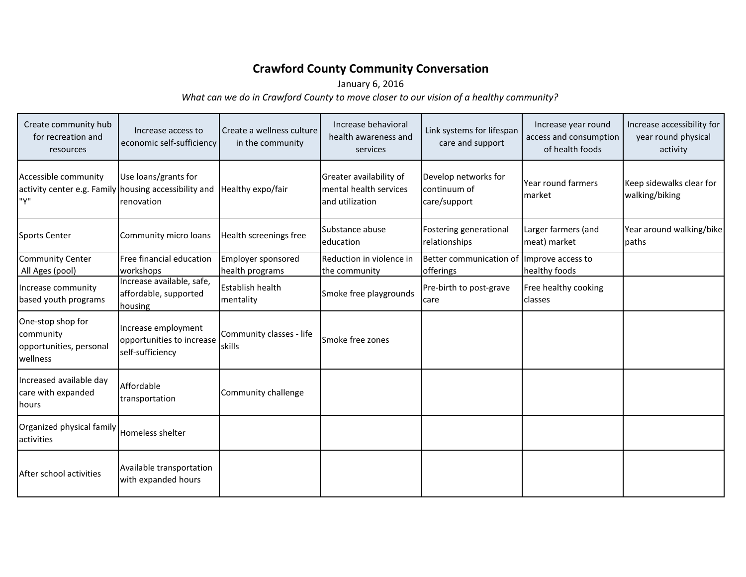# Crawford County Community Conversation

January 6, 2016

*What can we do in Crawford County to move closer to our vision of a healthy community?*

| Create community hub for recreation and resources | Increase access to economic self-sufficiency | Create a wellness culture in the community | Increase behavioral health awareness and services | Link systems for lifespan care and support | Increase year round access and consumption of health foods | Increase accessibility for year round physical activity |
|---|---|---|---|---|---|---|
| Accessible community activity center e.g. Family "Y" | Use loans/grants for housing accessibility and renovation | Healthy expo/fair | Greater availability of mental health services and utilization | Develop networks for continuum of care/support | Year round farmers market | Keep sidewalks clear for walking/biking |
| Sports Center | Community micro loans | Health screenings free | Substance abuse education | Fostering generational relationships | Larger farmers (and meat) market | Year around walking/bike paths |
| Community Center All Ages (pool) | Free financial education workshops | Employer sponsored health programs | Reduction in violence in the community | Better communication of offerings | Improve access to healthy foods | |
| Increase community based youth programs | Increase available, safe, affordable, supported housing | Establish health mentality | Smoke free playgrounds | Pre-birth to post-grave care | Free healthy cooking classes | |
| One-stop shop for community opportunities, personal wellness | Increase employment opportunities to increase self-sufficiency | Community classes - life skills | Smoke free zones | | | |
| Increased available day care with expanded hours | Affordable transportation | Community challenge | | | | |
| Organized physical family activities | Homeless shelter | | | | | |
| After school activities | Available transportation with expanded hours | | | | | |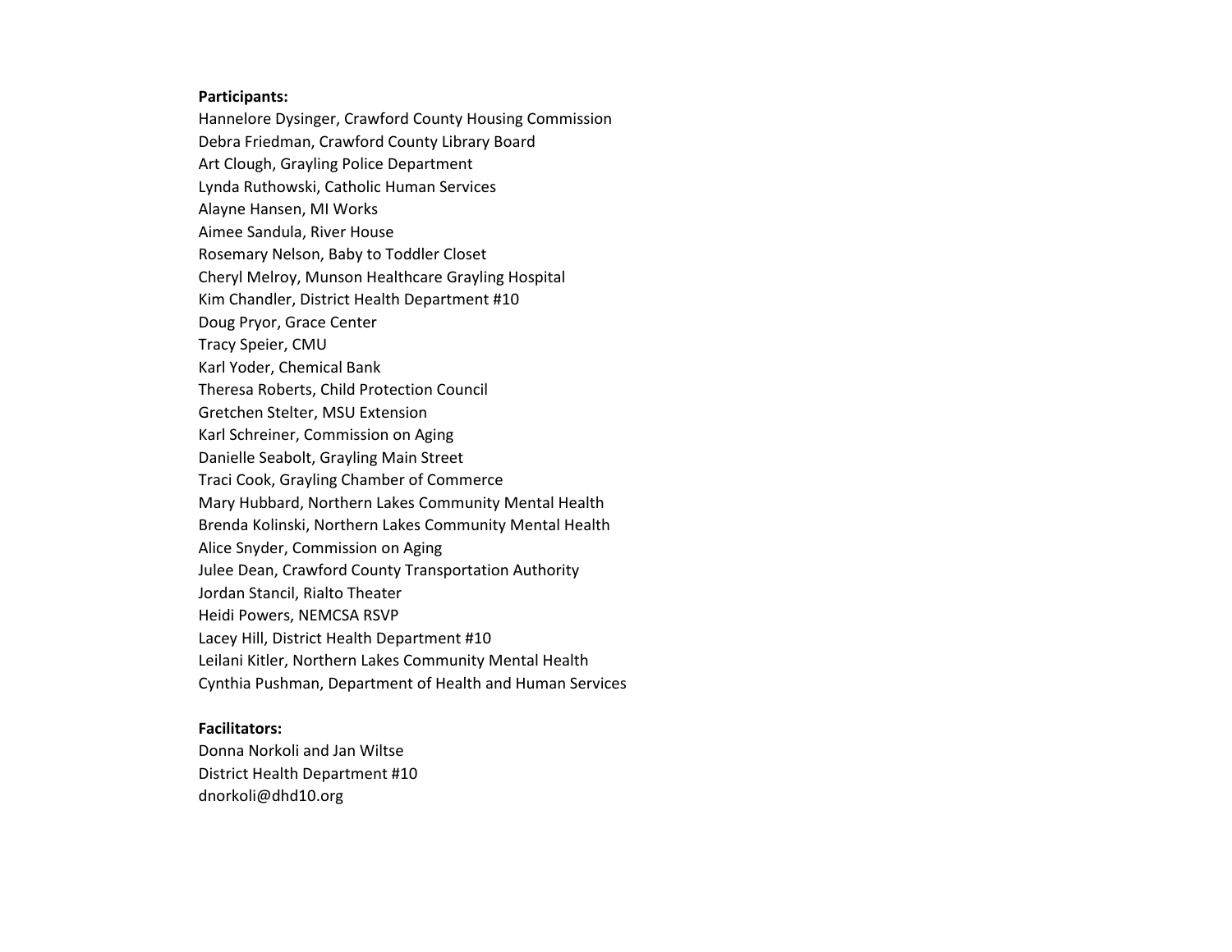**Participants:**

Hannelore Dysinger, Crawford County Housing Commission
Debra Friedman, Crawford County Library Board
Art Clough, Grayling Police Department
Lynda Ruthowski, Catholic Human Services
Alayne Hansen, MI Works
Aimee Sandula, River House
Rosemary Nelson, Baby to Toddler Closet
Cheryl Melroy, Munson Healthcare Grayling Hospital
Kim Chandler, District Health Department #10
Doug Pryor, Grace Center
Tracy Speier, CMU
Karl Yoder, Chemical Bank
Theresa Roberts, Child Protection Council
Gretchen Stelter, MSU Extension
Karl Schreiner, Commission on Aging
Danielle Seabolt, Grayling Main Street
Traci Cook, Grayling Chamber of Commerce
Mary Hubbard, Northern Lakes Community Mental Health
Brenda Kolinski, Northern Lakes Community Mental Health
Alice Snyder, Commission on Aging
Julee Dean, Crawford County Transportation Authority
Jordan Stancil, Rialto Theater
Heidi Powers, NEMCSA RSVP
Lacey Hill, District Health Department #10
Leilani Kitler, Northern Lakes Community Mental Health
Cynthia Pushman, Department of Health and Human Services

**Facilitators:**

Donna Norkoli and Jan Wiltse
District Health Department #10
dnorkoli@dhd10.org